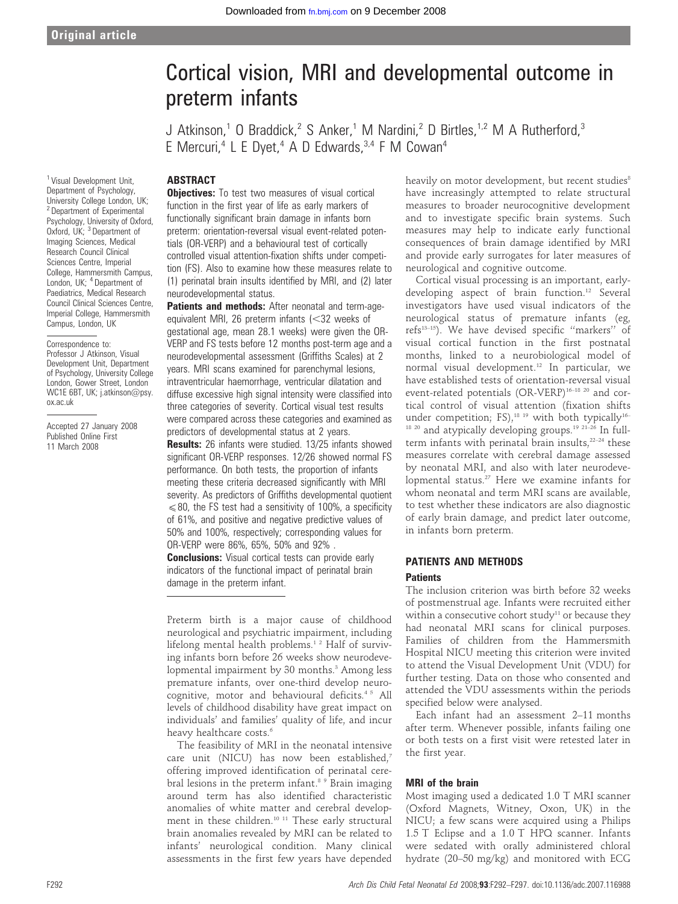Original article

# Cortical vision, MRI and developmental outcome in preterm infants

J Atkinson,[1] O Braddick,[2] S Anker,[1] M Nardini,[2] D Birtles,[1,2] M A Rutherford,[3] E Mercuri,[4] L E Dyet,[4] A D Edwards,[3,4] F M Cowan[4]

[1] Visual Development Unit, Department of Psychology, University College London, UK; [2] Department of Experimental Psychology, University of Oxford, Oxford, UK; [3] Department of Imaging Sciences, Medical Research Council Clinical Sciences Centre, Imperial College, Hammersmith Campus, London, UK; [4] Department of Paediatrics, Medical Research Council Clinical Sciences Centre, Imperial College, Hammersmith Campus, London, UK

Correspondence to: Professor J Atkinson, Visual Development Unit, Department of Psychology, University College London, Gower Street, London WC1E 6BT, UK; j.atkinson@psy.ox.ac.uk

Accepted 27 January 2008
Published Online First 11 March 2008

## ABSTRACT

**Objectives:** To test two measures of visual cortical function in the first year of life as early markers of functionally significant brain damage in infants born preterm: orientation-reversal visual event-related potentials (OR-VERP) and a behavioural test of cortically controlled visual attention-fixation shifts under competition (FS). Also to examine how these measures relate to (1) perinatal brain insults identified by MRI, and (2) later neurodevelopmental status.

**Patients and methods:** After neonatal and term-age-equivalent MRI, 26 preterm infants (<32 weeks of gestational age, mean 28.1 weeks) were given the OR-VERP and FS tests before 12 months post-term age and a neurodevelopmental assessment (Griffiths Scales) at 2 years. MRI scans examined for parenchymal lesions, intraventricular haemorrhage, ventricular dilatation and diffuse excessive high signal intensity were classified into three categories of severity. Cortical visual test results were compared across these categories and examined as predictors of developmental status at 2 years.

**Results:** 26 infants were studied. 13/25 infants showed significant OR-VERP responses. 12/26 showed normal FS performance. On both tests, the proportion of infants meeting these criteria decreased significantly with MRI severity. As predictors of Griffiths developmental quotient $\leqslant 80$, the FS test had a sensitivity of 100%, a specificity of 61%, and positive and negative predictive values of 50% and 100%, respectively; corresponding values for OR-VERP were 86%, 65%, 50% and 92% .

**Conclusions:** Visual cortical tests can provide early indicators of the functional impact of perinatal brain damage in the preterm infant.

Preterm birth is a major cause of childhood neurological and psychiatric impairment, including lifelong mental health problems.[1,2] Half of surviving infants born before 26 weeks show neurodevelopmental impairment by 30 months.[3] Among less premature infants, over one-third develop neurocognitive, motor and behavioural deficits.[4,5] All levels of childhood disability have great impact on individuals' and families' quality of life, and incur heavy healthcare costs.[6]

The feasibility of MRI in the neonatal intensive care unit (NICU) has now been established,[7] offering improved identification of perinatal cerebral lesions in the preterm infant.[8,9] Brain imaging around term has also identified characteristic anomalies of white matter and cerebral development in these children.[10,11] These early structural brain anomalies revealed by MRI can be related to infants' neurological condition. Many clinical assessments in the first few years have depended heavily on motor development, but recent studies[8] have increasingly attempted to relate structural measures to broader neurocognitive development and to investigate specific brain systems. Such measures may help to indicate early functional consequences of brain damage identified by MRI and provide early surrogates for later measures of neurological and cognitive outcome.

Cortical visual processing is an important, early-developing aspect of brain function.[12] Several investigators have used visual indicators of the neurological status of premature infants (eg, refs[13–15]). We have devised specific "markers" of visual cortical function in the first postnatal months, linked to a neurobiological model of normal visual development.[12] In particular, we have established tests of orientation-reversal visual event-related potentials (OR-VERP)[16–18,20] and cortical control of visual attention (fixation shifts under competition; FS),[18,19] with both typically[16–18,20] and atypically developing groups.[19,21–26] In full-term infants with perinatal brain insults,[22–24] these measures correlate with cerebral damage assessed by neonatal MRI, and also with later neurodevelopmental status.[27] Here we examine infants for whom neonatal and term MRI scans are available, to test whether these indicators are also diagnostic of early brain damage, and predict later outcome, in infants born preterm.

## PATIENTS AND METHODS

### Patients

The inclusion criterion was birth before 32 weeks of postmenstrual age. Infants were recruited either within a consecutive cohort study[11] or because they had neonatal MRI scans for clinical purposes. Families of children from the Hammersmith Hospital NICU meeting this criterion were invited to attend the Visual Development Unit (VDU) for further testing. Data on those who consented and attended the VDU assessments within the periods specified below were analysed.

Each infant had an assessment 2–11 months after term. Whenever possible, infants failing one or both tests on a first visit were retested later in the first year.

### MRI of the brain

Most imaging used a dedicated 1.0 T MRI scanner (Oxford Magnets, Witney, Oxon, UK) in the NICU; a few scans were acquired using a Philips 1.5 T Eclipse and a 1.0 T HPQ scanner. Infants were sedated with orally administered chloral hydrate (20–50 mg/kg) and monitored with ECG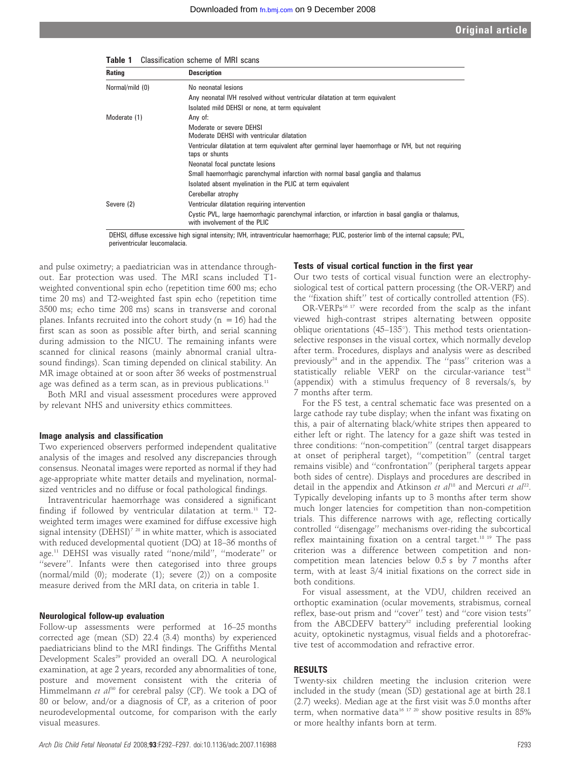**Table 1** Classification scheme of MRI scans

| Rating | Description |
| --- | --- |
| Normal/mild (0) | No neonatal lesions |
| | Any neonatal IVH resolved without ventricular dilatation at term equivalent |
| | Isolated mild DEHSI or none, at term equivalent |
| Moderate (1) | Any of: |
| | Moderate or severe DEHSI<br>Moderate DEHSI with ventricular dilatation |
| | Ventricular dilatation at term equivalent after germinal layer haemorrhage or IVH, but not requiring taps or shunts |
| | Neonatal focal punctate lesions |
| | Small haemorrhagic parenchymal infarction with normal basal ganglia and thalamus |
| | Isolated absent myelination in the PLIC at term equivalent |
| | Cerebellar atrophy |
| Severe (2) | Ventricular dilatation requiring intervention |
| | Cystic PVL, large haemorrhagic parenchymal infarction, or infarction in basal ganglia or thalamus, with involvement of the PLIC |

DEHSI, diffuse excessive high signal intensity; IVH, intraventricular haemorrhage; PLIC, posterior limb of the internal capsule; PVL, periventricular leucomalacia.

and pulse oximetry; a paediatrician was in attendance throughout. Ear protection was used. The MRI scans included T1-weighted conventional spin echo (repetition time 600 ms; echo time 20 ms) and T2-weighted fast spin echo (repetition time 3500 ms; echo time 208 ms) scans in transverse and coronal planes. Infants recruited into the cohort study (n = 16) had the first scan as soon as possible after birth, and serial scanning during admission to the NICU. The remaining infants were scanned for clinical reasons (mainly abnormal cranial ultrasound findings). Scan timing depended on clinical stability. An MR image obtained at or soon after 36 weeks of postmenstrual age was defined as a term scan, as in previous publications.[11]

Both MRI and visual assessment procedures were approved by relevant NHS and university ethics committees.

### Image analysis and classification

Two experienced observers performed independent qualitative analysis of the images and resolved any discrepancies through consensus. Neonatal images were reported as normal if they had age-appropriate white matter details and myelination, normal-sized ventricles and no diffuse or focal pathological findings.

Intraventricular haemorrhage was considered a significant finding if followed by ventricular dilatation at term.[11] T2-weighted term images were examined for diffuse excessive high signal intensity (DEHSI)[7 28] in white matter, which is associated with reduced developmental quotient (DQ) at 18–36 months of age.[11] DEHSI was visually rated "none/mild", "moderate" or "severe". Infants were then categorised into three groups (normal/mild (0); moderate (1); severe (2)) on a composite measure derived from the MRI data, on criteria in table 1.

### Neurological follow-up evaluation

Follow-up assessments were performed at 16–25 months corrected age (mean (SD) 22.4 (3.4) months) by experienced paediatricians blind to the MRI findings. The Griffiths Mental Development Scales[29] provided an overall DQ. A neurological examination, at age 2 years, recorded any abnormalities of tone, posture and movement consistent with the criteria of Himmelmann *et al*[30] for cerebral palsy (CP). We took a DQ of 80 or below, and/or a diagnosis of CP, as a criterion of poor neurodevelopmental outcome, for comparison with the early visual measures.

### Tests of visual cortical function in the first year

Our two tests of cortical visual function were an electrophysiological test of cortical pattern processing (the OR-VERP) and the "fixation shift" test of cortically controlled attention (FS).

OR-VERPs[16 17] were recorded from the scalp as the infant viewed high-contrast stripes alternating between opposite oblique orientations (45–135°). This method tests orientation-selective responses in the visual cortex, which normally develop after term. Procedures, displays and analysis were as described previously[24] and in the appendix. The "pass" criterion was a statistically reliable VERP on the circular-variance test[31] (appendix) with a stimulus frequency of 8 reversals/s, by 7 months after term.

For the FS test, a central schematic face was presented on a large cathode ray tube display; when the infant was fixating on this, a pair of alternating black/white stripes then appeared to either left or right. The latency for a gaze shift was tested in three conditions: "non-competition" (central target disappears at onset of peripheral target), "competition" (central target remains visible) and "confrontation" (peripheral targets appear both sides of centre). Displays and procedures are described in detail in the appendix and Atkinson *et al*[18] and Mercuri *et al*[22]. Typically developing infants up to 3 months after term show much longer latencies for competition than non-competition trials. This difference narrows with age, reflecting cortically controlled "disengage" mechanisms over-riding the subcortical reflex maintaining fixation on a central target.[18 19] The pass criterion was a difference between competition and non-competition mean latencies below 0.5 s by 7 months after term, with at least 3/4 initial fixations on the correct side in both conditions.

For visual assessment, at the VDU, children received an orthoptic examination (ocular movements, strabismus, corneal reflex, base-out prism and "cover" test) and "core vision tests" from the ABCDEFV battery[32] including preferential looking acuity, optokinetic nystagmus, visual fields and a photorefractive test of accommodation and refractive error.

## RESULTS

Twenty-six children meeting the inclusion criterion were included in the study (mean (SD) gestational age at birth 28.1 (2.7) weeks). Median age at the first visit was 5.0 months after term, when normative data[16 17 20] show positive results in 85% or more healthy infants born at term.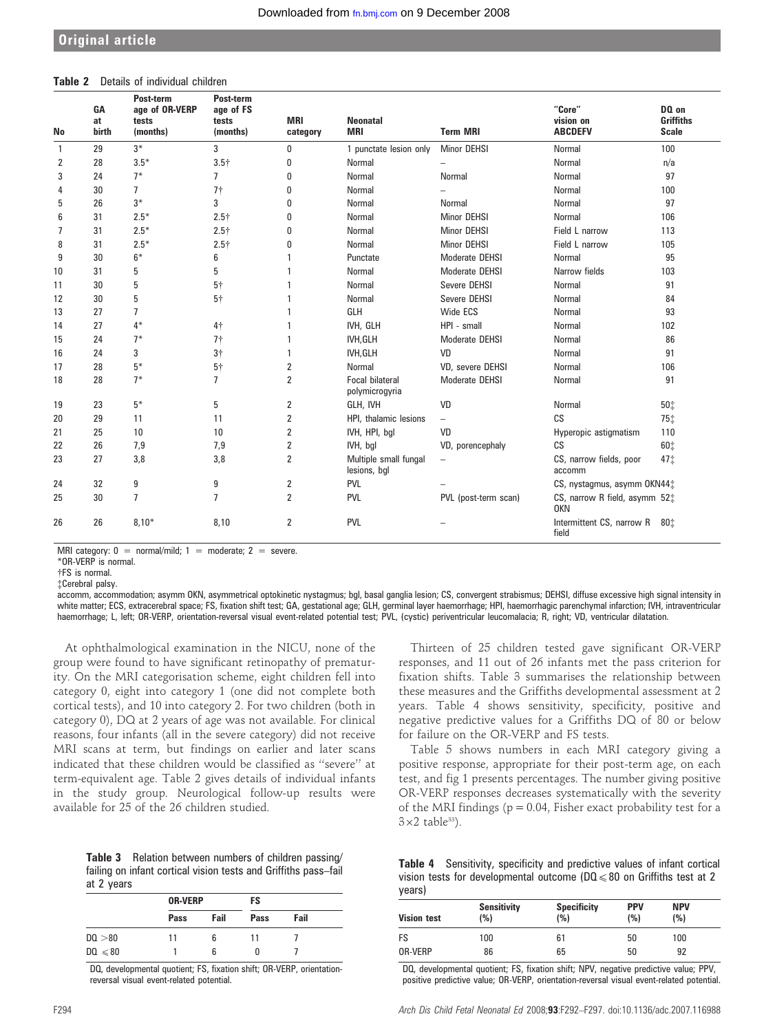**Table 2** Details of individual children

| No | GA at birth | Post-term age of OR-VERP tests (months) | Post-term age of FS tests (months) | MRI category | Neonatal MRI | Term MRI | "Core" vision on ABCDEFV | DQ on Griffiths Scale |
|---|---|---|---|---|---|---|---|---|
| 1 | 29 | 3* | 3 | 0 | 1 punctate lesion only | Minor DEHSI | Normal | 100 |
| 2 | 28 | 3.5* | 3.5† | 0 | Normal | – | Normal | n/a |
| 3 | 24 | 7* | 7 | 0 | Normal | Normal | Normal | 97 |
| 4 | 30 | 7 | 7† | 0 | Normal | – | Normal | 100 |
| 5 | 26 | 3* | 3 | 0 | Normal | Normal | Normal | 97 |
| 6 | 31 | 2.5* | 2.5† | 0 | Normal | Minor DEHSI | Normal | 106 |
| 7 | 31 | 2.5* | 2.5† | 0 | Normal | Minor DEHSI | Field L narrow | 113 |
| 8 | 31 | 2.5* | 2.5† | 0 | Normal | Minor DEHSI | Field L narrow | 105 |
| 9 | 30 | 6* | 6 | 1 | Punctate | Moderate DEHSI | Normal | 95 |
| 10 | 31 | 5 | 5 | 1 | Normal | Moderate DEHSI | Narrow fields | 103 |
| 11 | 30 | 5 | 5† | 1 | Normal | Severe DEHSI | Normal | 91 |
| 12 | 30 | 5 | 5† | 1 | Normal | Severe DEHSI | Normal | 84 |
| 13 | 27 | 7 | | 1 | GLH | Wide ECS | Normal | 93 |
| 14 | 27 | 4* | 4† | 1 | IVH, GLH | HPI - small | Normal | 102 |
| 15 | 24 | 7* | 7† | 1 | IVH,GLH | Moderate DEHSI | Normal | 86 |
| 16 | 24 | 3 | 3† | 1 | IVH,GLH | VD | Normal | 91 |
| 17 | 28 | 5* | 5† | 2 | Normal | VD, severe DEHSI | Normal | 106 |
| 18 | 28 | 7* | 7 | 2 | Focal bilateral polymicrogyria | Moderate DEHSI | Normal | 91 |
| 19 | 23 | 5* | 5 | 2 | GLH, IVH | VD | Normal | 50‡ |
| 20 | 29 | 11 | 11 | 2 | HPI, thalamic lesions | – | CS | 75‡ |
| 21 | 25 | 10 | 10 | 2 | IVH, HPI, bgl | VD | Hyperopic astigmatism | 110 |
| 22 | 26 | 7,9 | 7,9 | 2 | IVH, bgl | VD, porencephaly | CS | 60‡ |
| 23 | 27 | 3,8 | 3,8 | 2 | Multiple small fungal lesions, bgl | – | CS, narrow fields, poor accomm | 47‡ |
| 24 | 32 | 9 | 9 | 2 | PVL | – | CS, nystagmus, asymm OKN | 44‡ |
| 25 | 30 | 7 | 7 | 2 | PVL | PVL (post-term scan) | CS, narrow R field, asymm OKN | 52‡ |
| 26 | 26 | 8,10* | 8,10 | 2 | PVL | – | Intermittent CS, narrow R field | 80‡ |

MRI category: 0 = normal/mild; 1 = moderate; 2 = severe.
*OR-VERP is normal.
†FS is normal.
‡Cerebral palsy.
accomm, accommodation; asymm OKN, asymmetrical optokinetic nystagmus; bgl, basal ganglia lesion; CS, convergent strabismus; DEHSI, diffuse excessive high signal intensity in white matter; ECS, extracerebral space; FS, fixation shift test; GA, gestational age; GLH, germinal layer haemorrhage; HPI, haemorrhagic parenchymal infarction; IVH, intraventricular haemorrhage; L, left; OR-VERP, orientation-reversal visual event-related potential test; PVL, (cystic) periventricular leucomalacia; R, right; VD, ventricular dilatation.

At ophthalmological examination in the NICU, none of the group were found to have significant retinopathy of prematurity. On the MRI categorisation scheme, eight children fell into category 0, eight into category 1 (one did not complete both cortical tests), and 10 into category 2. For two children (both in category 0), DQ at 2 years of age was not available. For clinical reasons, four infants (all in the severe category) did not receive MRI scans at term, but findings on earlier and later scans indicated that these children would be classified as "severe" at term-equivalent age. Table 2 gives details of individual infants in the study group. Neurological follow-up results were available for 25 of the 26 children studied.

Thirteen of 25 children tested gave significant OR-VERP responses, and 11 out of 26 infants met the pass criterion for fixation shifts. Table 3 summarises the relationship between these measures and the Griffiths developmental assessment at 2 years. Table 4 shows sensitivity, specificity, positive and negative predictive values for a Griffiths DQ of 80 or below for failure on the OR-VERP and FS tests.

Table 5 shows numbers in each MRI category giving a positive response, appropriate for their post-term age, on each test, and fig 1 presents percentages. The number giving positive OR-VERP responses decreases systematically with the severity of the MRI findings ($p = 0.04$, Fisher exact probability test for a $3 \times 2$ table[33]).

**Table 3** Relation between numbers of children passing/failing on infant cortical vision tests and Griffiths pass–fail at 2 years

| | OR-VERP | | FS | |
|---|---|---|---|---|
| | Pass | Fail | Pass | Fail |
| DQ >80 | 11 | 6 | 11 | 7 |
| DQ ⩽80 | 1 | 6 | 0 | 7 |

DQ, developmental quotient; FS, fixation shift; OR-VERP, orientation-reversal visual event-related potential.

**Table 4** Sensitivity, specificity and predictive values of infant cortical vision tests for developmental outcome (DQ ⩽ 80 on Griffiths test at 2 years)

| Vision test | Sensitivity (%) | Specificity (%) | PPV (%) | NPV (%) |
|---|---|---|---|---|
| FS | 100 | 61 | 50 | 100 |
| OR-VERP | 86 | 65 | 50 | 92 |

DQ, developmental quotient; FS, fixation shift; NPV, negative predictive value; PPV, positive predictive value; OR-VERP, orientation-reversal visual event-related potential.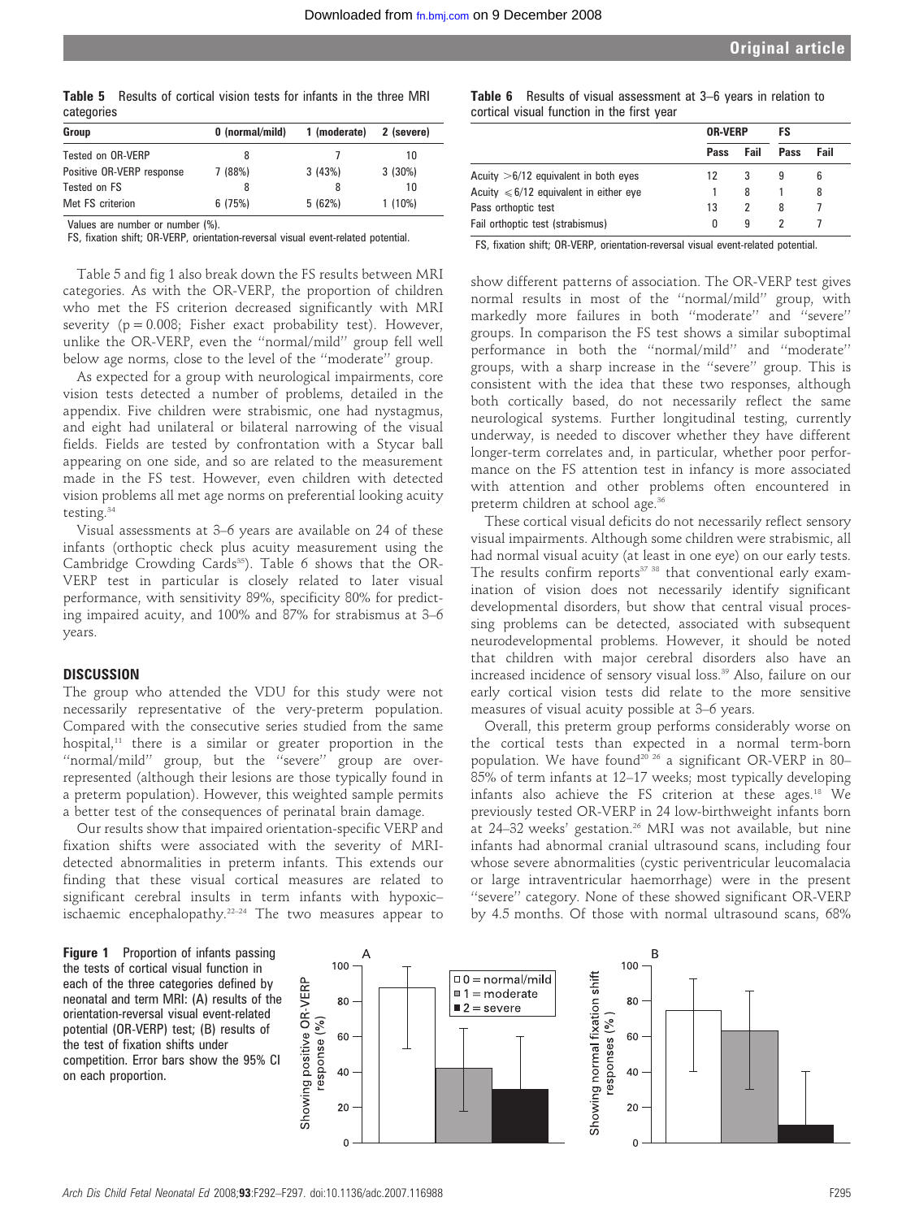**Table 5** Results of cortical vision tests for infants in the three MRI categories

| Group | 0 (normal/mild) | 1 (moderate) | 2 (severe) |
|---|---|---|---|
| Tested on OR-VERP | 8 | 7 | 10 |
| Positive OR-VERP response | 7 (88%) | 3 (43%) | 3 (30%) |
| Tested on FS | 8 | 8 | 10 |
| Met FS criterion | 6 (75%) | 5 (62%) | 1 (10%) |

Values are number or number (%).

FS, fixation shift; OR-VERP, orientation-reversal visual event-related potential.

Table 5 and fig 1 also break down the FS results between MRI categories. As with the OR-VERP, the proportion of children who met the FS criterion decreased significantly with MRI severity ($p = 0.008$; Fisher exact probability test). However, unlike the OR-VERP, even the "normal/mild" group fell well below age norms, close to the level of the "moderate" group.

As expected for a group with neurological impairments, core vision tests detected a number of problems, detailed in the appendix. Five children were strabismic, one had nystagmus, and eight had unilateral or bilateral narrowing of the visual fields. Fields are tested by confrontation with a Stycar ball appearing on one side, and so are related to the measurement made in the FS test. However, even children with detected vision problems all met age norms on preferential looking acuity testing.[34]

Visual assessments at 3–6 years are available on 24 of these infants (orthoptic check plus acuity measurement using the Cambridge Crowding Cards[35]). Table 6 shows that the OR-VERP test in particular is closely related to later visual performance, with sensitivity 89%, specificity 80% for predicting impaired acuity, and 100% and 87% for strabismus at 3–6 years.

**Table 6** Results of visual assessment at 3–6 years in relation to cortical visual function in the first year

| | OR-VERP | | FS | |
|---|---|---|---|---|
| | Pass | Fail | Pass | Fail |
| Acuity >6/12 equivalent in both eyes | 12 | 3 | 9 | 6 |
| Acuity ⩽6/12 equivalent in either eye | 1 | 8 | 1 | 8 |
| Pass orthoptic test | 13 | 2 | 8 | 7 |
| Fail orthoptic test (strabismus) | 0 | 9 | 2 | 7 |

FS, fixation shift; OR-VERP, orientation-reversal visual event-related potential.

## DISCUSSION

The group who attended the VDU for this study were not necessarily representative of the very-preterm population. Compared with the consecutive series studied from the same hospital,[11] there is a similar or greater proportion in the "normal/mild" group, but the "severe" group are over-represented (although their lesions are those typically found in a preterm population). However, this weighted sample permits a better test of the consequences of perinatal brain damage.

Our results show that impaired orientation-specific VERP and fixation shifts were associated with the severity of MRI-detected abnormalities in preterm infants. This extends our finding that these visual cortical measures are related to significant cerebral insults in term infants with hypoxic–ischaemic encephalopathy.[22–24] The two measures appear to show different patterns of association. The OR-VERP test gives normal results in most of the "normal/mild" group, with markedly more failures in both "moderate" and "severe" groups. In comparison the FS test shows a similar suboptimal performance in both the "normal/mild" and "moderate" groups, with a sharp increase in the "severe" group. This is consistent with the idea that these two responses, although both cortically based, do not necessarily reflect the same neurological systems. Further longitudinal testing, currently underway, is needed to discover whether they have different longer-term correlates and, in particular, whether poor performance on the FS attention test in infancy is more associated with attention and other problems often encountered in preterm children at school age.[36]

These cortical visual deficits do not necessarily reflect sensory visual impairments. Although some children were strabismic, all had normal visual acuity (at least in one eye) on our early tests. The results confirm reports[37 38] that conventional early examination of vision does not necessarily identify significant developmental disorders, but show that central visual processing problems can be detected, associated with subsequent neurodevelopmental problems. However, it should be noted that children with major cerebral disorders also have an increased incidence of sensory visual loss.[39] Also, failure on our early cortical vision tests did relate to the more sensitive measures of visual acuity possible at 3–6 years.

Overall, this preterm group performs considerably worse on the cortical tests than expected in a normal term-born population. We have found[20 26] a significant OR-VERP in 80–85% of term infants at 12–17 weeks; most typically developing infants also achieve the FS criterion at these ages.[18] We previously tested OR-VERP in 24 low-birthweight infants born at 24–32 weeks' gestation.[26] MRI was not available, but nine infants had abnormal cranial ultrasound scans, including four whose severe abnormalities (cystic periventricular leucomalacia or large intraventricular haemorrhage) were in the present "severe" category. None of these showed significant OR-VERP by 4.5 months. Of those with normal ultrasound scans, 68%

**Figure 1** Proportion of infants passing the tests of cortical visual function in each of the three categories defined by neonatal and term MRI: (A) results of the orientation-reversal visual event-related potential (OR-VERP) test; (B) results of the test of fixation shifts under competition. Error bars show the 95% CI on each proportion.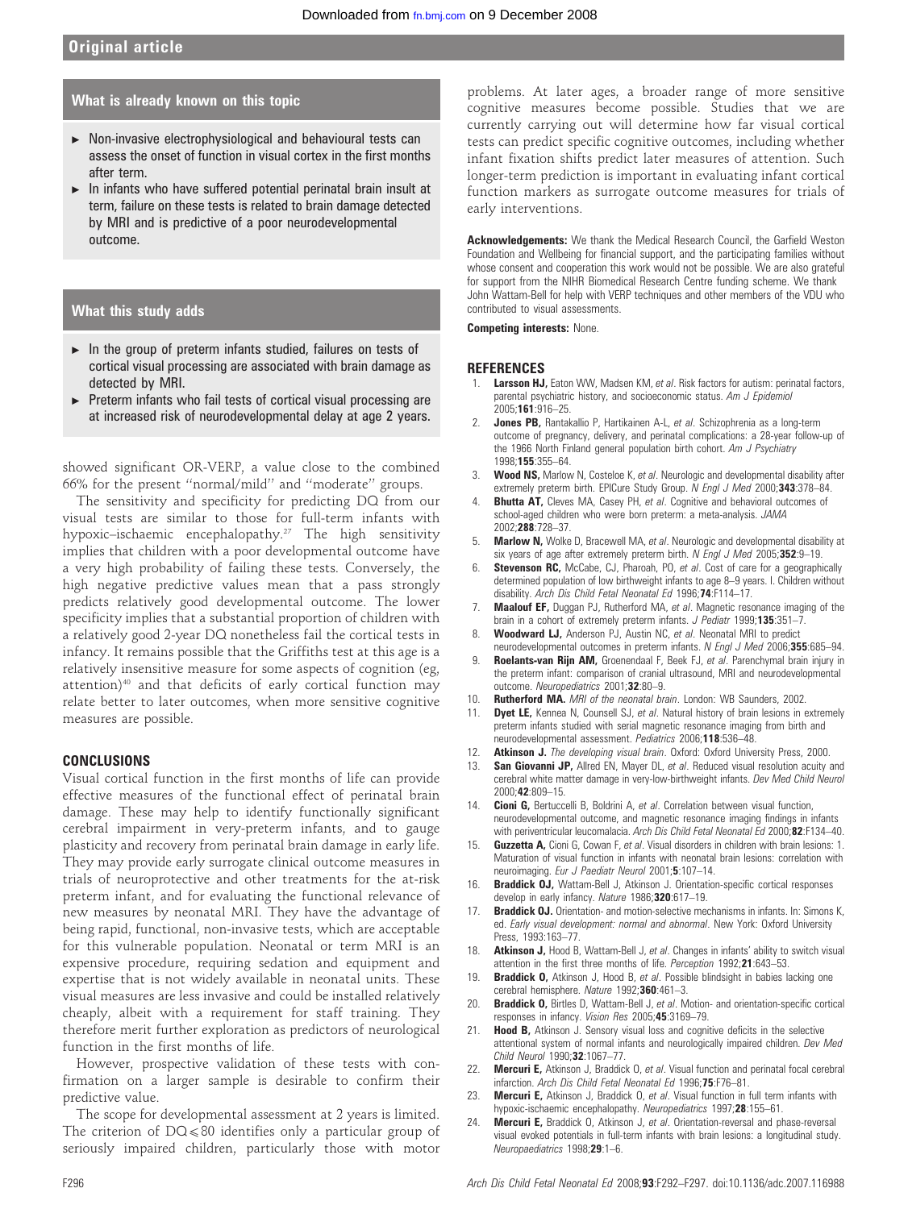## What is already known on this topic

- Non-invasive electrophysiological and behavioural tests can assess the onset of function in visual cortex in the first months after term.
- In infants who have suffered potential perinatal brain insult at term, failure on these tests is related to brain damage detected by MRI and is predictive of a poor neurodevelopmental outcome.

## What this study adds

- In the group of preterm infants studied, failures on tests of cortical visual processing are associated with brain damage as detected by MRI.
- Preterm infants who fail tests of cortical visual processing are at increased risk of neurodevelopmental delay at age 2 years.

showed significant OR-VERP, a value close to the combined 66% for the present "normal/mild" and "moderate" groups.

The sensitivity and specificity for predicting DQ from our visual tests are similar to those for full-term infants with hypoxic–ischaemic encephalopathy.[27] The high sensitivity implies that children with a poor developmental outcome have a very high probability of failing these tests. Conversely, the high negative predictive values mean that a pass strongly predicts relatively good developmental outcome. The lower specificity implies that a substantial proportion of children with a relatively good 2-year DQ nonetheless fail the cortical tests in infancy. It remains possible that the Griffiths test at this age is a relatively insensitive measure for some aspects of cognition (eg, attention)[40] and that deficits of early cortical function may relate better to later outcomes, when more sensitive cognitive measures are possible.

## CONCLUSIONS

Visual cortical function in the first months of life can provide effective measures of the functional effect of perinatal brain damage. These may help to identify functionally significant cerebral impairment in very-preterm infants, and to gauge plasticity and recovery from perinatal brain damage in early life. They may provide early surrogate clinical outcome measures in trials of neuroprotective and other treatments for the at-risk preterm infant, and for evaluating the functional relevance of new measures by neonatal MRI. They have the advantage of being rapid, functional, non-invasive tests, which are acceptable for this vulnerable population. Neonatal or term MRI is an expensive procedure, requiring sedation and equipment and expertise that is not widely available in neonatal units. These visual measures are less invasive and could be installed relatively cheaply, albeit with a requirement for staff training. They therefore merit further exploration as predictors of neurological function in the first months of life.

However, prospective validation of these tests with confirmation on a larger sample is desirable to confirm their predictive value.

The scope for developmental assessment at 2 years is limited. The criterion of $DQ \leqslant 80$ identifies only a particular group of seriously impaired children, particularly those with motor problems. At later ages, a broader range of more sensitive cognitive measures become possible. Studies that we are currently carrying out will determine how far visual cortical tests can predict specific cognitive outcomes, including whether infant fixation shifts predict later measures of attention. Such longer-term prediction is important in evaluating infant cortical function markers as surrogate outcome measures for trials of early interventions.

**Acknowledgements:** We thank the Medical Research Council, the Garfield Weston Foundation and Wellbeing for financial support, and the participating families without whose consent and cooperation this work would not be possible. We are also grateful for support from the NIHR Biomedical Research Centre funding scheme. We thank John Wattam-Bell for help with VERP techniques and other members of the VDU who contributed to visual assessments.

**Competing interests:** None.

## REFERENCES

1. **Larsson HJ,** Eaton WW, Madsen KM, *et al*. Risk factors for autism: perinatal factors, parental psychiatric history, and socioeconomic status. *Am J Epidemiol* 2005;**161**:916–25.
2. **Jones PB,** Rantakallio P, Hartikainen A-L, *et al*. Schizophrenia as a long-term outcome of pregnancy, delivery, and perinatal complications: a 28-year follow-up of the 1966 North Finland general population birth cohort. *Am J Psychiatry* 1998;**155**:355–64.
3. **Wood NS,** Marlow N, Costeloe K, *et al*. Neurologic and developmental disability after extremely preterm birth. EPICure Study Group. *N Engl J Med* 2000;**343**:378–84.
4. **Bhutta AT,** Cleves MA, Casey PH, *et al*. Cognitive and behavioral outcomes of school-aged children who were born preterm: a meta-analysis. *JAMA* 2002;**288**:728–37.
5. **Marlow N,** Wolke D, Bracewell MA, *et al*. Neurologic and developmental disability at six years of age after extremely preterm birth. *N Engl J Med* 2005;**352**:9–19.
6. **Stevenson RC,** McCabe, CJ, Pharoah, PO, *et al*. Cost of care for a geographically determined population of low birthweight infants to age 8–9 years. I. Children without disability. *Arch Dis Child Fetal Neonatal Ed* 1996;**74**:F114–17.
7. **Maalouf EF,** Duggan PJ, Rutherford MA, *et al*. Magnetic resonance imaging of the brain in a cohort of extremely preterm infants. *J Pediatr* 1999;**135**:351–7.
8. **Woodward LJ,** Anderson PJ, Austin NC, *et al*. Neonatal MRI to predict neurodevelopmental outcomes in preterm infants. *N Engl J Med* 2006;**355**:685–94.
9. **Roelants-van Rijn AM,** Groenendaal F, Beek FJ, *et al*. Parenchymal brain injury in the preterm infant: comparison of cranial ultrasound, MRI and neurodevelopmental outcome. *Neuropediatrics* 2001;**32**:80–9.
10. **Rutherford MA.** *MRI of the neonatal brain*. London: WB Saunders, 2002.
11. **Dyet LE,** Kennea N, Counsell SJ, *et al*. Natural history of brain lesions in extremely preterm infants studied with serial magnetic resonance imaging from birth and neurodevelopmental assessment. *Pediatrics* 2006;**118**:536–48.
12. **Atkinson J.** *The developing visual brain*. Oxford: Oxford University Press, 2000.
13. **San Giovanni JP,** Allred EN, Mayer DL, *et al*. Reduced visual resolution acuity and cerebral white matter damage in very-low-birthweight infants. *Dev Med Child Neurol* 2000;**42**:809–15.
14. **Cioni G,** Bertuccelli B, Boldrini A, *et al*. Correlation between visual function, neurodevelopmental outcome, and magnetic resonance imaging findings in infants with periventricular leucomalacia. *Arch Dis Child Fetal Neonatal Ed* 2000;**82**:F134–40.
15. **Guzzetta A,** Cioni G, Cowan F, *et al*. Visual disorders in children with brain lesions: 1. Maturation of visual function in infants with neonatal brain lesions: correlation with neuroimaging. *Eur J Paediatr Neurol* 2001;**5**:107–14.
16. **Braddick OJ,** Wattam-Bell J, Atkinson J. Orientation-specific cortical responses develop in early infancy. *Nature* 1986;**320**:617–19.
17. **Braddick OJ.** Orientation- and motion-selective mechanisms in infants. In: Simons K, ed. *Early visual development: normal and abnormal*. New York: Oxford University Press, 1993:163–77.
18. **Atkinson J,** Hood B, Wattam-Bell J, *et al*. Changes in infants' ability to switch visual attention in the first three months of life. *Perception* 1992;**21**:643–53.
19. **Braddick O,** Atkinson J, Hood B, *et al*. Possible blindsight in babies lacking one cerebral hemisphere. *Nature* 1992;**360**:461–3.
20. **Braddick O,** Birtles D, Wattam-Bell J, *et al*. Motion- and orientation-specific cortical responses in infancy. *Vision Res* 2005;**45**:3169–79.
21. **Hood B,** Atkinson J. Sensory visual loss and cognitive deficits in the selective attentional system of normal infants and neurologically impaired children. *Dev Med Child Neurol* 1990;**32**:1067–77.
22. **Mercuri E,** Atkinson J, Braddick O, *et al*. Visual function and perinatal focal cerebral infarction. *Arch Dis Child Fetal Neonatal Ed* 1996;**75**:F76–81.
23. **Mercuri E,** Atkinson J, Braddick O, *et al*. Visual function in full term infants with hypoxic-ischaemic encephalopathy. *Neuropediatrics* 1997;**28**:155–61.
24. **Mercuri E,** Braddick O, Atkinson J, *et al*. Orientation-reversal and phase-reversal visual evoked potentials in full-term infants with brain lesions: a longitudinal study. *Neuropaediatrics* 1998;**29**:1–6.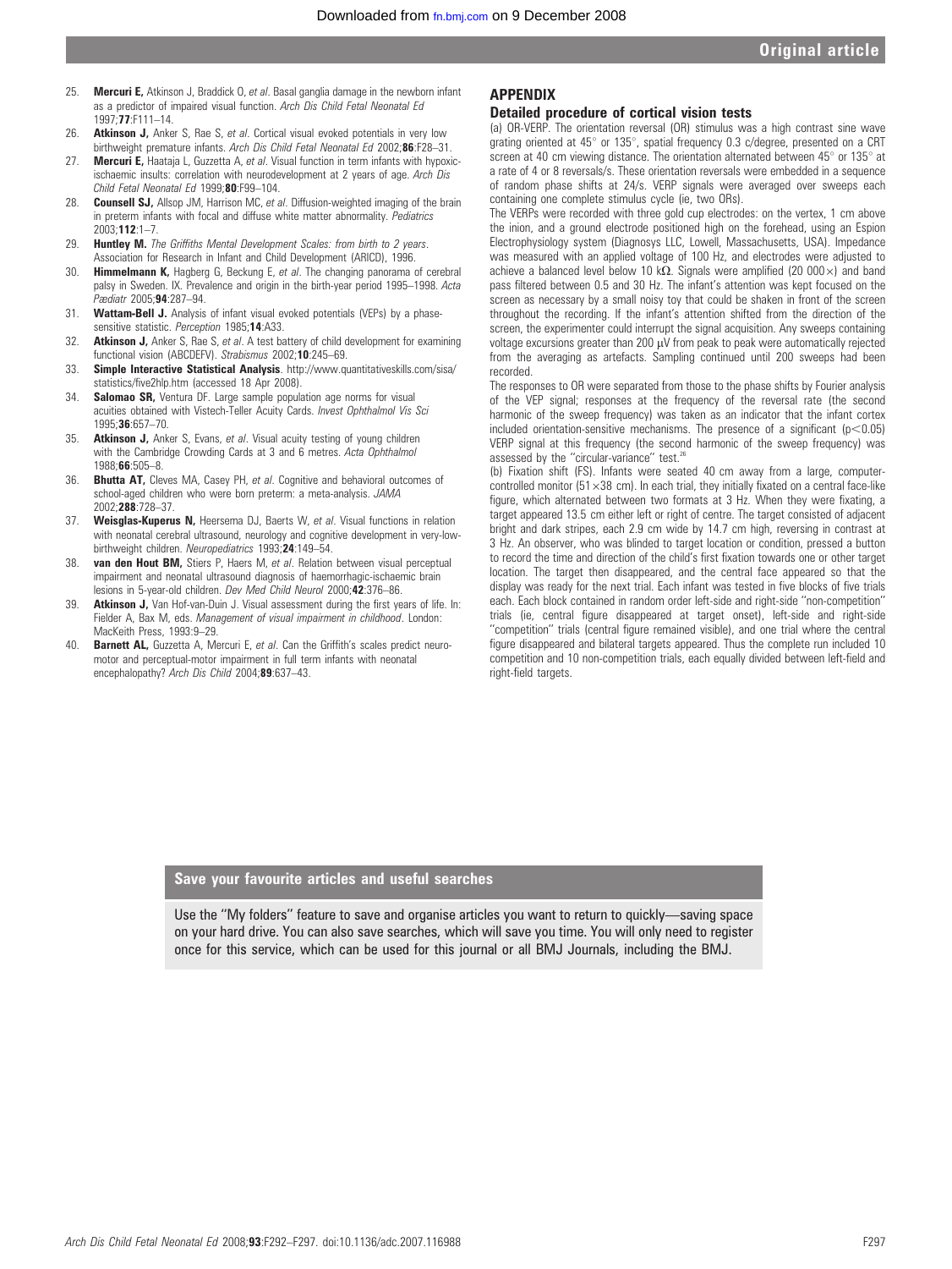25. **Mercuri E,** Atkinson J, Braddick O, *et al*. Basal ganglia damage in the newborn infant as a predictor of impaired visual function. *Arch Dis Child Fetal Neonatal Ed* 1997;**77**:F111–14.
26. **Atkinson J,** Anker S, Rae S, *et al*. Cortical visual evoked potentials in very low birthweight premature infants. *Arch Dis Child Fetal Neonatal Ed* 2002;**86**:F28–31.
27. **Mercuri E,** Haataja L, Guzzetta A, *et al*. Visual function in term infants with hypoxic-ischaemic insults: correlation with neurodevelopment at 2 years of age. *Arch Dis Child Fetal Neonatal Ed* 1999;**80**:F99–104.
28. **Counsell SJ,** Allsop JM, Harrison MC, *et al*. Diffusion-weighted imaging of the brain in preterm infants with focal and diffuse white matter abnormality. *Pediatrics* 2003;**112**:1–7.
29. **Huntley M.** *The Griffiths Mental Development Scales: from birth to 2 years*. Association for Research in Infant and Child Development (ARICD), 1996.
30. **Himmelmann K,** Hagberg G, Beckung E, *et al*. The changing panorama of cerebral palsy in Sweden. IX. Prevalence and origin in the birth-year period 1995–1998. *Acta Pædiatr* 2005;**94**:287–94.
31. **Wattam-Bell J.** Analysis of infant visual evoked potentials (VEPs) by a phase-sensitive statistic. *Perception* 1985;**14**:A33.
32. **Atkinson J,** Anker S, Rae S, *et al*. A test battery of child development for examining functional vision (ABCDEFV). *Strabismus* 2002;**10**:245–69.
33. **Simple Interactive Statistical Analysis**. http://www.quantitativeskills.com/sisa/statistics/five2hlp.htm (accessed 18 Apr 2008).
34. **Salomao SR,** Ventura DF. Large sample population age norms for visual acuities obtained with Vistech-Teller Acuity Cards. *Invest Ophthalmol Vis Sci* 1995;**36**:657–70.
35. **Atkinson J,** Anker S, Evans, *et al*. Visual acuity testing of young children with the Cambridge Crowding Cards at 3 and 6 metres. *Acta Ophthalmol* 1988;**66**:505–8.
36. **Bhutta AT,** Cleves MA, Casey PH, *et al*. Cognitive and behavioral outcomes of school-aged children who were born preterm: a meta-analysis. *JAMA* 2002;**288**:728–37.
37. **Weisglas-Kuperus N,** Heersema DJ, Baerts W, *et al*. Visual functions in relation with neonatal cerebral ultrasound, neurology and cognitive development in very-low-birthweight children. *Neuropediatrics* 1993;**24**:149–54.
38. **van den Hout BM,** Stiers P, Haers M, *et al*. Relation between visual perceptual impairment and neonatal ultrasound diagnosis of haemorrhagic-ischaemic brain lesions in 5-year-old children. *Dev Med Child Neurol* 2000;**42**:376–86.
39. **Atkinson J,** Van Hof-van-Duin J. Visual assessment during the first years of life. In: Fielder A, Bax M, eds. *Management of visual impairment in childhood*. London: MacKeith Press, 1993:9–29.
40. **Barnett AL,** Guzzetta A, Mercuri E, *et al*. Can the Griffith's scales predict neuromotor and perceptual-motor impairment in full term infants with neonatal encephalopathy? *Arch Dis Child* 2004;**89**:637–43.

## APPENDIX

### Detailed procedure of cortical vision tests

(a) OR-VERP. The orientation reversal (OR) stimulus was a high contrast sine wave grating oriented at 45° or 135°, spatial frequency 0.3 c/degree, presented on a CRT screen at 40 cm viewing distance. The orientation alternated between 45° or 135° at a rate of 4 or 8 reversals/s. These orientation reversals were embedded in a sequence of random phase shifts at 24/s. VERP signals were averaged over sweeps each containing one complete stimulus cycle (ie, two ORs).

The VERPs were recorded with three gold cup electrodes: on the vertex, 1 cm above the inion, and a ground electrode positioned high on the forehead, using an Espion Electrophysiology system (Diagnosys LLC, Lowell, Massachusetts, USA). Impedance was measured with an applied voltage of 100 Hz, and electrodes were adjusted to achieve a balanced level below 10 kΩ. Signals were amplified (20 000×) and band pass filtered between 0.5 and 30 Hz. The infant's attention was kept focused on the screen as necessary by a small noisy toy that could be shaken in front of the screen throughout the recording. If the infant's attention shifted from the direction of the screen, the experimenter could interrupt the signal acquisition. Any sweeps containing voltage excursions greater than 200 μV from peak to peak were automatically rejected from the averaging as artefacts. Sampling continued until 200 sweeps had been recorded.

The responses to OR were separated from those to the phase shifts by Fourier analysis of the VEP signal; responses at the frequency of the reversal rate (the second harmonic of the sweep frequency) was taken as an indicator that the infant cortex included orientation-sensitive mechanisms. The presence of a significant ($p<0.05$) VERP signal at this frequency (the second harmonic of the sweep frequency) was assessed by the "circular-variance" test.[26]

(b) Fixation shift (FS). Infants were seated 40 cm away from a large, computer-controlled monitor (51×38 cm). In each trial, they initially fixated on a central face-like figure, which alternated between two formats at 3 Hz. When they were fixating, a target appeared 13.5 cm either left or right of centre. The target consisted of adjacent bright and dark stripes, each 2.9 cm wide by 14.7 cm high, reversing in contrast at 3 Hz. An observer, who was blinded to target location or condition, pressed a button to record the time and direction of the child's first fixation towards one or other target location. The target then disappeared, and the central face appeared so that the display was ready for the next trial. Each infant was tested in five blocks of five trials each. Each block contained in random order left-side and right-side "non-competition" trials (ie, central figure disappeared at target onset), left-side and right-side "competition" trials (central figure remained visible), and one trial where the central figure disappeared and bilateral targets appeared. Thus the complete run included 10 competition and 10 non-competition trials, each equally divided between left-field and right-field targets.

**Save your favourite articles and useful searches**

Use the "My folders" feature to save and organise articles you want to return to quickly—saving space on your hard drive. You can also save searches, which will save you time. You will only need to register once for this service, which can be used for this journal or all BMJ Journals, including the BMJ.